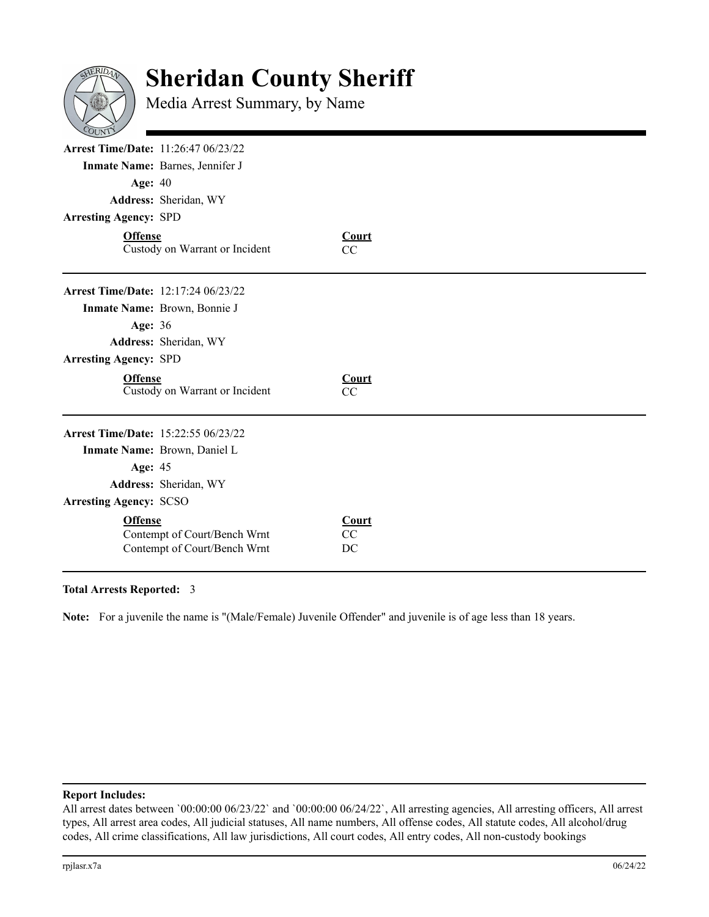# Sheridan County Sheriff

Media Arrest Summary, by Name

---

**Arrest Time/Date:** 11:26:47 06/23/22

**Inmate Name:** Barnes, Jennifer J

**Age:** 40

**Address:** Sheridan, WY

**Arresting Agency:** SPD

| Offense | Court |
|---|---|
| Custody on Warrant or Incident | CC |

---

**Arrest Time/Date:** 12:17:24 06/23/22

**Inmate Name:** Brown, Bonnie J

**Age:** 36

**Address:** Sheridan, WY

**Arresting Agency:** SPD

| Offense | Court |
|---|---|
| Custody on Warrant or Incident | CC |

---

**Arrest Time/Date:** 15:22:55 06/23/22

**Inmate Name:** Brown, Daniel L

**Age:** 45

**Address:** Sheridan, WY

**Arresting Agency:** SCSO

| Offense | Court |
|---|---|
| Contempt of Court/Bench Wrnt | CC |
| Contempt of Court/Bench Wrnt | DC |

---

**Total Arrests Reported:** 3

**Note:** For a juvenile the name is "(Male/Female) Juvenile Offender" and juvenile is of age less than 18 years.

---

**Report Includes:**

All arrest dates between `00:00:00 06/23/22` and `00:00:00 06/24/22`, All arresting agencies, All arresting officers, All arrest types, All arrest area codes, All judicial statuses, All name numbers, All offense codes, All statute codes, All alcohol/drug codes, All crime classifications, All law jurisdictions, All court codes, All entry codes, All non-custody bookings

rpjlasr.x7a 06/24/22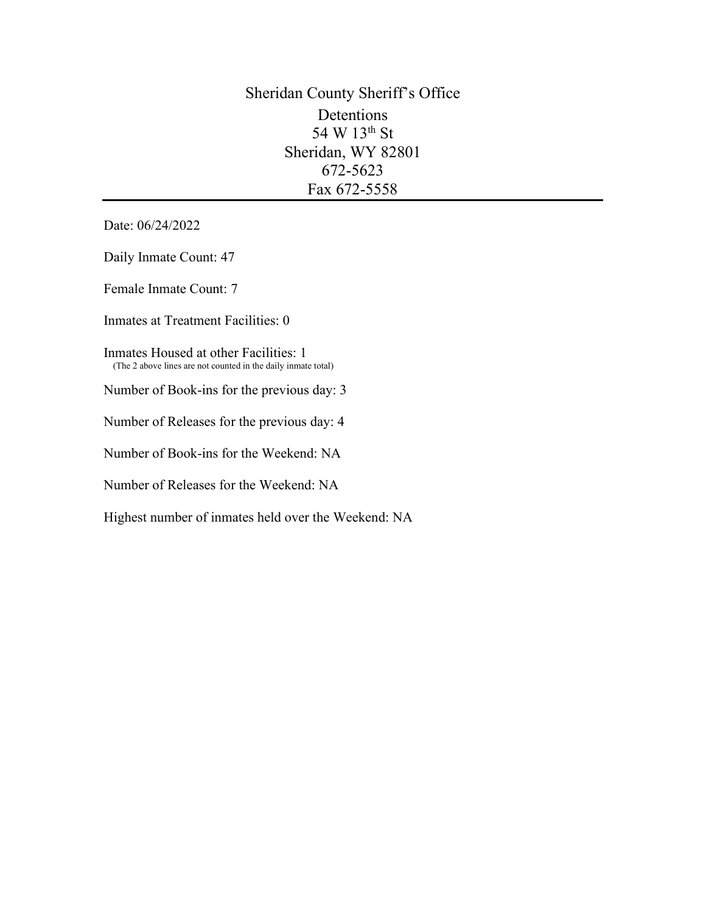# Sheriden County Sheriff's Office

Detentions
54 W 13th St
Sheridan, WY 82801
672-5623
Fax 672-5558

---

Date: 06/24/2022

Daily Inmate Count: 47

Female Inmate Count: 7

Inmates at Treatment Facilities: 0

Inmates Housed at other Facilities: 1
(The 2 above lines are not counted in the daily inmate total)

Number of Book-ins for the previous day: 3

Number of Releases for the previous day: 4

Number of Book-ins for the Weekend: NA

Number of Releases for the Weekend: NA

Highest number of inmates held over the Weekend: NA